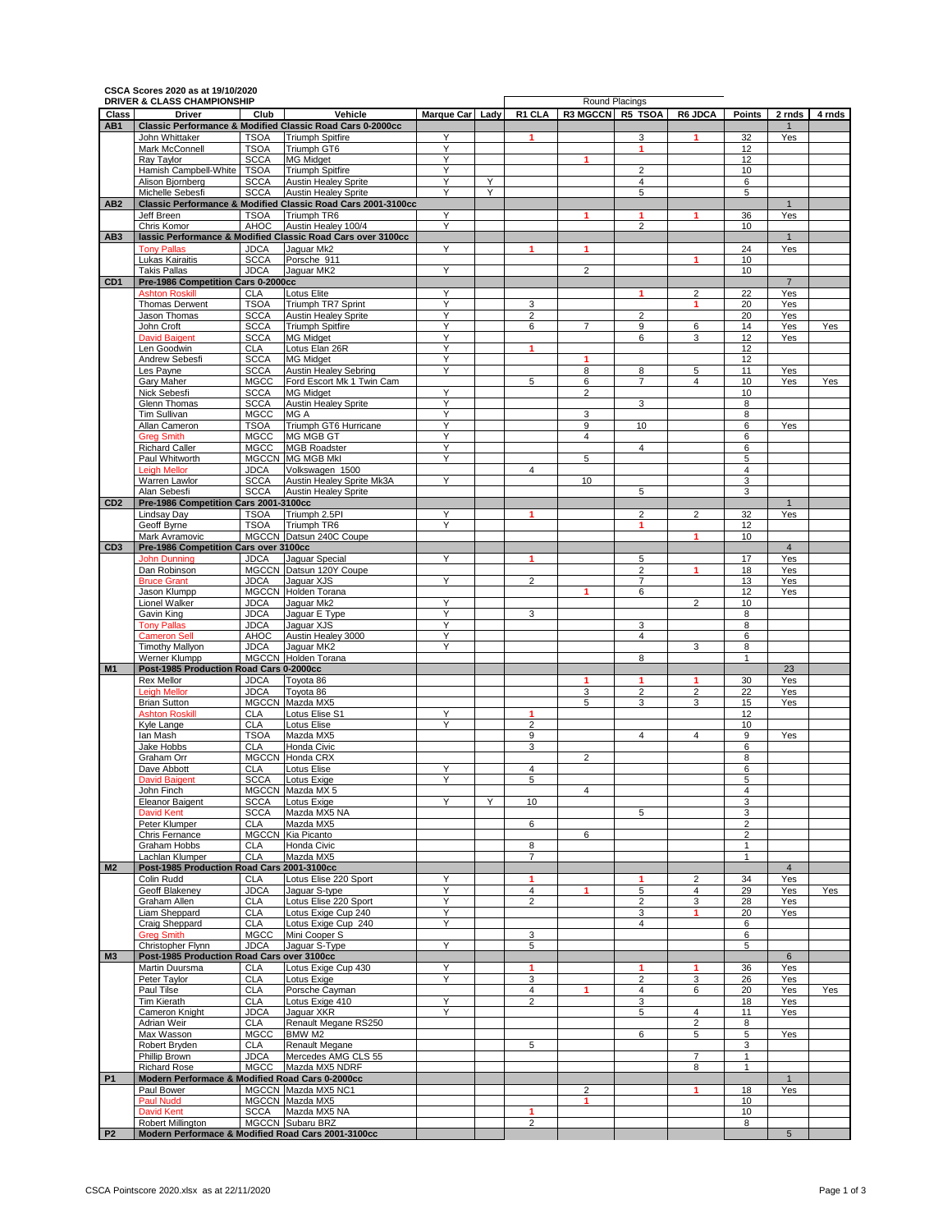**CSCA Scores 2020 as at 19/10/2020**
**DRIVER & CLASS CHAMPIONSHIP**

| Class | Driver | Club | Vehicle | Marque Car | Lady | R1 CLA | R3 MGCCN | R5 TSOA | R6 JDCA | Points | 2 rnds | 4 rnds |
|---|---|---|---|---|---|---|---|---|---|---|---|---|
| | | | | | | Round Placings | | | | | | |
| **AB1** | **Classic Performance & Modified Classic Road Cars 0-2000cc** | | | | | | | | | | 1 | |
| | John Whittaker | TSOA | Triumph Spitfire | Y | | 1 | | 3 | 1 | 32 | Yes | |
| | Mark McConnell | TSOA | Triumph GT6 | Y | | | | 1 | | 12 | | |
| | Ray Taylor | SCCA | MG Midget | Y | | | 1 | | | 12 | | |
| | Hamish Campbell-White | TSOA | Triumph Spitfire | Y | | | | 2 | | 10 | | |
| | Alison Bjornberg | SCCA | Austin Healey Sprite | Y | Y | | | 4 | | 6 | | |
| | Michelle Sebesfi | SCCA | Austin Healey Sprite | Y | Y | | | 5 | | 5 | | |
| **AB2** | **Classic Performance & Modified Classic Road Cars 2001-3100cc** | | | | | | | | | | 1 | |
| | Jeff Breen | TSOA | Triumph TR6 | Y | | | 1 | 1 | 1 | 36 | Yes | |
| | Chris Komor | AHOC | Austin Healey 100/4 | Y | | | | 2 | | 10 | | |
| **AB3** | **lassic Performance & Modified Classic Road Cars over 3100cc** | | | | | | | | | | 1 | |
| | Tony Pallas | JDCA | Jaguar Mk2 | Y | | 1 | 1 | | | 24 | Yes | |
| | Lukas Kairaitis | SCCA | Porsche 911 | | | | | | 1 | 10 | | |
| | Takis Pallas | JDCA | Jaguar MK2 | Y | | | 2 | | | 10 | | |
| **CD1** | **Pre-1986 Competition Cars 0-2000cc** | | | | | | | | | | 7 | |
| | Ashton Roskill | CLA | Lotus Elite | Y | | | | 1 | 2 | 22 | Yes | |
| | Thomas Derwent | TSOA | Triumph TR7 Sprint | Y | | 3 | | | 1 | 20 | Yes | |
| | Jason Thomas | SCCA | Austin Healey Sprite | Y | | 2 | | 2 | | 20 | Yes | |
| | John Croft | SCCA | Triumph Spitfire | Y | | 6 | 7 | 9 | 6 | 14 | Yes | Yes |
| | David Baigent | SCCA | MG Midget | Y | | | | 6 | 3 | 12 | Yes | |
| | Len Goodwin | CLA | Lotus Elan 26R | Y | | 1 | | | | 12 | | |
| | Andrew Sebesfi | SCCA | MG Midget | Y | | | 1 | | | 12 | | |
| | Les Payne | SCCA | Austin Healey Sebring | Y | | | 8 | 8 | 5 | 11 | Yes | |
| | Gary Maher | MGCC | Ford Escort Mk 1 Twin Cam | | | 5 | 6 | 7 | 4 | 10 | Yes | Yes |
| | Nick Sebesfi | SCCA | MG Midget | Y | | | 2 | | | 10 | | |
| | Glenn Thomas | SCCA | Austin Healey Sprite | Y | | | | 3 | | 8 | | |
| | Tim Sullivan | MGCC | MG A | Y | | | 3 | | | 8 | | |
| | Allan Cameron | TSOA | Triumph GT6 Hurricane | Y | | | 9 | 10 | | 6 | Yes | |
| | Greg Smith | MGCC | MG MGB GT | Y | | | 4 | | | 6 | | |
| | Richard Caller | MGCC | MGB Roadster | Y | | | | 4 | | 6 | | |
| | Paul Whitworth | MGCCN | MG MGB MkI | Y | | | 5 | | | 5 | | |
| | Leigh Mellor | JDCA | Volkswagen 1500 | | | 4 | | | | 4 | | |
| | Warren Lawlor | SCCA | Austin Healey Sprite Mk3A | Y | | | 10 | | | 3 | | |
| | Alan Sebesfi | SCCA | Austin Healey Sprite | | | | | 5 | | 3 | | |
| **CD2** | **Pre-1986 Competition Cars 2001-3100cc** | | | | | | | | | | 1 | |
| | Lindsay Day | TSOA | Triumph 2.5PI | Y | | 1 | | 2 | 2 | 32 | Yes | |
| | Geoff Byrne | TSOA | Triumph TR6 | Y | | | | 1 | | 12 | | |
| | Mark Avramovic | MGCCN | Datsun 240C Coupe | | | | | | 1 | 10 | | |
| **CD3** | **Pre-1986 Competition Cars over 3100cc** | | | | | | | | | | 4 | |
| | John Dunning | JDCA | Jaguar Special | Y | | 1 | | 5 | | 17 | Yes | |
| | Dan Robinson | MGCCN | Datsun 120Y Coupe | | | | | 2 | 1 | 18 | Yes | |
| | Bruce Grant | JDCA | Jaguar XJS | Y | | 2 | | 7 | | 13 | Yes | |
| | Jason Klumpp | MGCCN | Holden Torana | | | | 1 | 6 | | 12 | Yes | |
| | Lionel Walker | JDCA | Jaguar Mk2 | Y | | | | | 2 | 10 | | |
| | Gavin King | JDCA | Jaguar E Type | Y | | 3 | | | | 8 | | |
| | Tony Pallas | JDCA | Jaguar XJS | Y | | | | 3 | | 8 | | |
| | Cameron Sell | AHOC | Austin Healey 3000 | Y | | | | 4 | | 6 | | |
| | Timothy Mallyon | JDCA | Jaguar MK2 | Y | | | | | 3 | 8 | | |
| | Werner Klumpp | MGCCN | Holden Torana | | | | | 8 | | 1 | | |
| **M1** | **Post-1985 Production Road Cars 0-2000cc** | | | | | | | | | | 23 | |
| | Rex Mellor | JDCA | Toyota 86 | | | | 1 | 1 | 1 | 30 | Yes | |
| | Leigh Mellor | JDCA | Toyota 86 | | | | 3 | 2 | 2 | 22 | Yes | |
| | Brian Sutton | MGCCN | Mazda MX5 | | | | 5 | 3 | 3 | 15 | Yes | |
| | Ashton Roskill | CLA | Lotus Elise S1 | Y | | 1 | | | | 12 | | |
| | Kyle Lange | CLA | Lotus Elise | Y | | 2 | | | | 10 | | |
| | Ian Mash | TSOA | Mazda MX5 | | | 9 | | 4 | 4 | 9 | Yes | |
| | Jake Hobbs | CLA | Honda Civic | | | 3 | | | | 6 | | |
| | Graham Orr | MGCCN | Honda CRX | | | | 2 | | | 8 | | |
| | Dave Abbott | CLA | Lotus Elise | Y | | 4 | | | | 6 | | |
| | David Baigent | SCCA | Lotus Exige | Y | | 5 | | | | 5 | | |
| | John Finch | MGCCN | Mazda MX 5 | | | | 4 | | | 4 | | |
| | Eleanor Baigent | SCCA | Lotus Exige | Y | Y | 10 | | | | 3 | | |
| | David Kent | SCCA | Mazda MX5 NA | | | | | 5 | | 3 | | |
| | Peter Klumper | CLA | Mazda MX5 | | | 6 | | | | 2 | | |
| | Chris Fernance | MGCCN | Kia Picanto | | | | 6 | | | 2 | | |
| | Graham Hobbs | CLA | Honda Civic | | | 8 | | | | 1 | | |
| | Lachlan Klumper | CLA | Mazda MX5 | | | 7 | | | | 1 | | |
| **M2** | **Post-1985 Production Road Cars 2001-3100cc** | | | | | | | | | | 4 | |
| | Colin Rudd | CLA | Lotus Elise 220 Sport | Y | | 1 | | 1 | 2 | 34 | Yes | |
| | Geoff Blakeney | JDCA | Jaguar S-type | Y | | 4 | 1 | 5 | 4 | 29 | Yes | Yes |
| | Graham Allen | CLA | Lotus Elise 220 Sport | Y | | 2 | | 2 | 3 | 28 | Yes | |
| | Liam Sheppard | CLA | Lotus Exige Cup 240 | Y | | | | 3 | 1 | 20 | Yes | |
| | Craig Sheppard | CLA | Lotus Exige Cup 240 | Y | | | | 4 | | 6 | | |
| | Greg Smith | MGCC | Mini Cooper S | | | 3 | | | | 6 | | |
| | Christopher Flynn | JDCA | Jaguar S-Type | Y | | 5 | | | | 5 | | |
| **M3** | **Post-1985 Production Road Cars over 3100cc** | | | | | | | | | | 6 | |
| | Martin Duursma | CLA | Lotus Exige Cup 430 | Y | | 1 | | 1 | 1 | 36 | Yes | |
| | Peter Taylor | CLA | Lotus Exige | Y | | 3 | | 2 | 3 | 26 | Yes | |
| | Paul Tilse | CLA | Porsche Cayman | | | 4 | 1 | 4 | 6 | 20 | Yes | Yes |
| | Tim Kierath | CLA | Lotus Exige 410 | Y | | 2 | | 3 | | 18 | Yes | |
| | Cameron Knight | JDCA | Jaguar XKR | Y | | | | 5 | 4 | 11 | Yes | |
| | Adrian Weir | CLA | Renault Megane RS250 | | | | | | 2 | 8 | | |
| | Max Wasson | MGCC | BMW M2 | | | | | 6 | 5 | 5 | Yes | |
| | Robert Bryden | CLA | Renault Megane | | | 5 | | | | 3 | | |
| | Phillip Brown | JDCA | Mercedes AMG CLS 55 | | | | | | 7 | 1 | | |
| | Richard Rose | MGCC | Mazda MX5 NDRF | | | | | | 8 | 1 | | |
| **P1** | **Modern Performace & Modified Road Cars 0-2000cc** | | | | | | | | | | 1 | |
| | Paul Bower | MGCCN | Mazda MX5 NC1 | | | | 2 | | 1 | 18 | Yes | |
| | Paul Nudd | MGCCN | Mazda MX5 | | | | 1 | | | 10 | | |
| | David Kent | SCCA | Mazda MX5 NA | | | 1 | | | | 10 | | |
| | Robert Millington | MGCCN | Subaru BRZ | | | 2 | | | | 8 | | |
| **P2** | **Modern Performace & Modified Road Cars 2001-3100cc** | | | | | | | | | | 5 | |

CSCA Pointscore 2020.xlsx as at 22/11/2020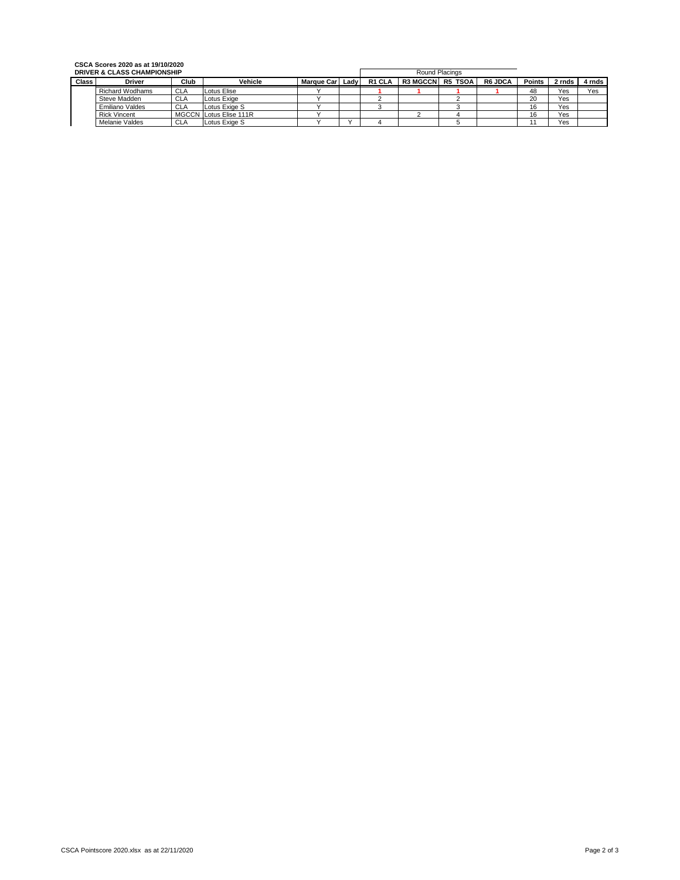**CSCA Scores 2020 as at 19/10/2020**

**DRIVER & CLASS CHAMPIONSHIP**

| Class | Driver | Club | Vehicle | Marque Car | Lady | Round Placings | | | | Points | 2 rnds | 4 rnds |
|---|---|---|---|---|---|---|---|---|---|---|---|---|
| | | | | | | R1 CLA | R3 MGCCN | R5 TSOA | R6 JDCA | | | |
| | Richard Wodhams | CLA | Lotus Elise | Y | | 1 | 1 | 1 | 1 | 48 | Yes | Yes |
| | Steve Madden | CLA | Lotus Exige | Y | | 2 | | 2 | | 20 | Yes | |
| | Emiliano Valdes | CLA | Lotus Exige S | Y | | 3 | | 3 | | 16 | Yes | |
| | Rick Vincent | MGCCN | Lotus Elise 111R | Y | | | 2 | 4 | | 16 | Yes | |
| | Melanie Valdes | CLA | Lotus Exige S | Y | Y | 4 | | 5 | | 11 | Yes | |

CSCA Pointscore 2020.xlsx as at 22/11/2020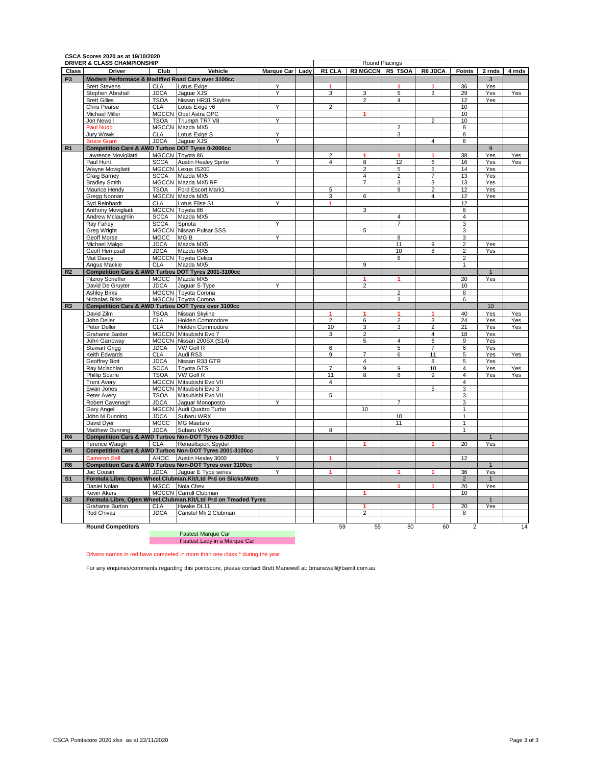**CSCA Scores 2020 as at 19/10/2020**
**DRIVER & CLASS CHAMPIONSHIP**

| Class | Driver | Club | Vehicle | Marque Car | Lady | R1 CLA | R3 MGCCN | R5 TSOA | R6 JDCA | Points | 2 rnds | 4 rnds |
|---|---|---|---|---|---|---|---|---|---|---|---|---|
| | | | | | | Round Placings | | | | | | |
| P3 | Modern Performace & Modified Road Cars over 3100cc | | | | | | | | | | 3 | |
| | Brett Stevens | CLA | Lotus Exige | Y | | 1 | | 1 | 1 | 36 | Yes | |
| | Stephen Abrahall | JDCA | Jaguar XJS | Y | | 3 | 3 | 5 | 3 | 29 | Yes | Yes |
| | Brett Gilles | TSOA | Nissan HR31 Skyline | | | | 2 | 4 | | 12 | Yes | |
| | Chris Pearse | CLA | Lotus Exige v6 | Y | | 2 | | | | 10 | | |
| | Michael Miller | MGCCN | Opel Astra OPC | | | | 1 | | | 10 | | |
| | Jon Newell | TSOA | Triumph TR7 V8 | Y | | | | | 2 | 10 | | |
| | Paul Nudd | MGCCN | Mazda MX5 | | | | | 2 | | 8 | | |
| | Jury Wowk | CLA | Lotus Exige S | Y | | | | 3 | | 8 | | |
| | Bruce Grant | JDCA | Jaguar XJS | Y | | | | | 4 | 6 | | |
| R1 | Competition Cars & AWD Turbos DOT Tyres 0-2000cc | | | | | | | | | | 9 | |
| | Lawrence Movigliatti | MGCCN | Toyota 86 | | | 2 | 1 | 1 | 1 | 38 | Yes | Yes |
| | Paul Hunt | SCCA | Austin Healey Sprite | Y | | 4 | 8 | 12 | 6 | 16 | Yes | Yes |
| | Wayne Movigliatti | MGCCN | Lexus IS200 | | | | 2 | 5 | 5 | 14 | Yes | |
| | Craig Barney | SCCA | Mazda MX5 | | | | 4 | 2 | 7 | 13 | Yes | |
| | Bradley Smith | MGCCN | Mazda MX5 RF | | | | 7 | 3 | 3 | 13 | Yes | |
| | Maurice Hendy | TSOA | Ford Escort Mark1 | | | 5 | | 9 | 2 | 12 | Yes | |
| | Gregg Noonan | MGCCN | Mazda MX5 | | | 3 | 6 | | 4 | 12 | Yes | |
| | Syd Reinhardt | CLA | Lotus Elise S1 | Y | | 1 | | | | 12 | | |
| | Anthony Movigliatti | MGCCN | Toyota 86 | | | | 3 | | | 6 | | |
| | Andrew Mclaughlin | SCCA | Mazda MX5 | | | | | 4 | | 4 | | |
| | Ray Fahey | SCCA | Spriota | Y | | | | 7 | | 3 | | |
| | Greg Wright | MGCCN | Nissan Pulsar SSS | | | | 5 | | | 3 | | |
| | Geoff Morse | MGCC | MG B | Y | | | | 8 | | 3 | | |
| | Michael Malgo | JDCA | Mazda MX5 | | | | | 11 | 9 | 2 | Yes | |
| | Geoff Hempsall | JDCA | Mazda MX5 | | | | | 10 | 8 | 2 | Yes | |
| | Mat Davey | MGCCN | Toyota Celica | | | | | 6 | | 2 | | |
| | Angus Mackie | CLA | Mazda MX5 | | | | 9 | | | 1 | | |
| R2 | Competition Cars & AWD Turbos DOT Tyres 2001-3100cc | | | | | | | | | | 1 | |
| | Fitzroy Scheffer | MGCC | Mazda MX5 | | | | 1 | 1 | | 20 | Yes | |
| | David De Gruyter | JDCA | Jaguar S-Type | Y | | | 2 | | | 10 | | |
| | Ashley Birks | MGCCN | Toyota Corona | | | | | 2 | | 8 | | |
| | Nicholas Birks | MGCCN | Toyota Corona | | | | | 3 | | 6 | | |
| R3 | Competition Cars & AWD Turbos DOT Tyres over 3100cc | | | | | | | | | | 10 | |
| | David Zilm | TSOA | Nissan Skyline | | | 1 | 1 | 1 | 1 | 40 | Yes | Yes |
| | John Deller | CLA | Holden Commodore | | | 2 | 6 | 2 | 3 | 24 | Yes | Yes |
| | Peter Deller | CLA | Holden Commodore | | | 10 | 3 | 3 | 2 | 21 | Yes | Yes |
| | Grahame Baxter | MGCCN | Mitsubishi Evo 7 | | | 3 | 2 | | 4 | 18 | Yes | |
| | John Garroway | MGCCN | Nissan 200SX (S14) | | | | 5 | 4 | 6 | 9 | Yes | |
| | Stewart Grigg | JDCA | VW Golf R | | | 6 | | 5 | 7 | 6 | Yes | |
| | Keith Edwards | CLA | Audi RS3 | | | 9 | 7 | 6 | 11 | 5 | Yes | Yes |
| | Geoffrey Bott | JDCA | Nissan R33 GTR | | | | 4 | | 8 | 5 | Yes | |
| | Ray Mclachlan | SCCA | Toyota GTS | | | 7 | 9 | 9 | 10 | 4 | Yes | Yes |
| | Phillip Scarfe | TSOA | VW Golf R | | | 11 | 8 | 8 | 9 | 4 | Yes | Yes |
| | Trent Avery | MGCCN | Mitsubishi Evo VII | | | 4 | | | | 4 | | |
| | Ewan Jones | MGCCN | Mitsubishi Evo 3 | | | | | | 5 | 3 | | |
| | Peter Avery | TSOA | Mitsubishi Evo VII | | | 5 | | | | 3 | | |
| | Robert Cavenagh | JDCA | Jaguar Monoposto | Y | | | | 7 | | 3 | | |
| | Gary Angel | MGCCN | Audi Quattro Turbo | | | | 10 | | | 1 | | |
| | John M Dunning | JDCA | Subaru WRX | | | | | 10 | | 1 | | |
| | David Dyer | MGCC | MG Maetsro | | | | | 11 | | 1 | | |
| | Matthew Dunning | JDCA | Subaru WRX | | | 8 | | | | 1 | | |
| R4 | Competition Cars & AWD Turbos Non-DOT Tyres 0-2000cc | | | | | | | | | | 1 | |
| | Terence Waugh | CLA | Renaultsport Spyder | | | | 1 | | 1 | 20 | Yes | |
| R5 | Competition Cars & AWD Turbos Non-DOT Tyres 2001-3100cc | | | | | | | | | | | |
| | Cameron Sell | AHOC | Austin Healey 3000 | Y | | 1 | | | | 12 | | |
| R6 | Competition Cars & AWD Turbos Non-DOT Tyres over 3100cc | | | | | | | | | | 1 | |
| | Jac Cousin | JDCA | Jaguar E Type series | Y | | 1 | | 1 | 1 | 36 | Yes | |
| S1 | Formula Libre, Open Wheel,Clubman,Kit/Ltd Prd on Slicks/Wets | | | | | | | | | 2 | 1 | |
| | Daniel Nolan | MGCC | Nola Chev | | | | | 1 | 1 | 20 | Yes | |
| | Kevin Akers | MGCCN | Carroll Clubman | | | | 1 | | | 10 | | |
| S2 | Formula Libre, Open Wheel,Clubman,Kit/Ltd Prd on Treaded Tyres | | | | | | | | | | 1 | |
| | Grahame Burton | CLA | Hawke DL11 | | | | 1 | | 1 | 20 | Yes | |
| | Rod Chivas | JDCA | Canstel Mk.2 Clubman | | | | 2 | | | 8 | | |
| | Round Competitors | | | | | 59 | 55 | 80 | 60 | 2 | | 14 |

Fastest Marque Car

Fastest Lady in a Marque Car

Drivers names in red have competed in more than one class * during the year

For any enquiries/comments regarding this pointscore, please contact Brett Manewell at: bmanewell@bamit.com.au

CSCA Pointscore 2020.xlsx as at 22/11/2020